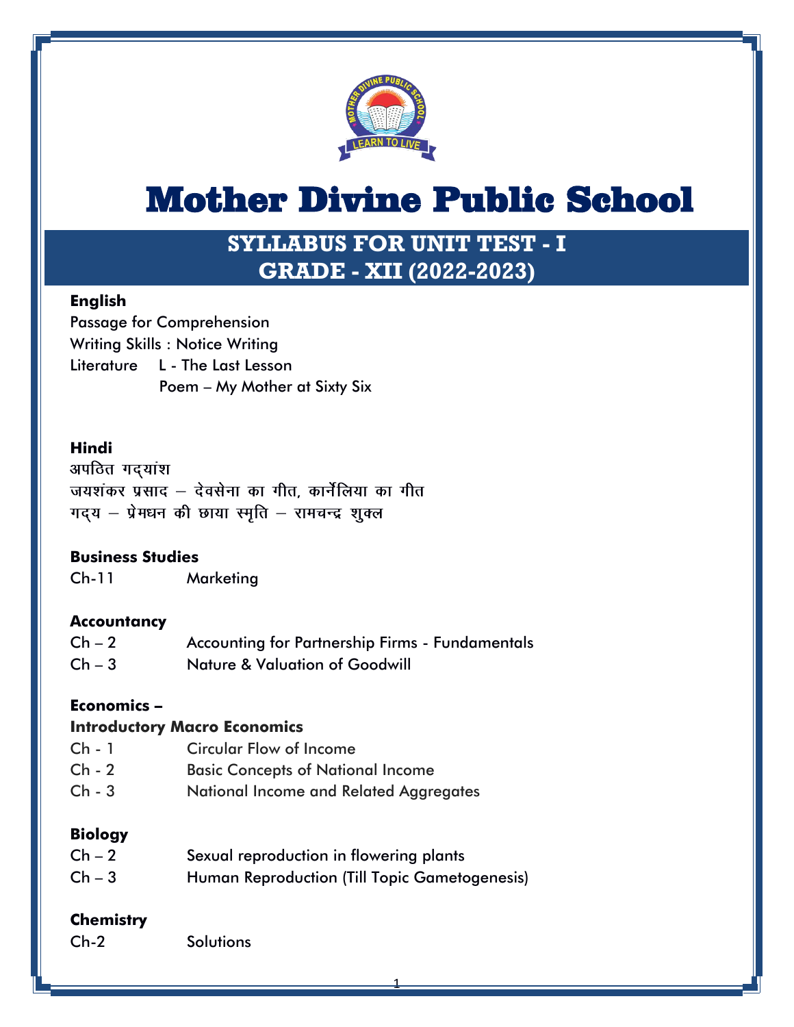# Mother Divine Public School

## SYLLABUS FOR UNIT TEST - I
## GRADE - XII (2022-2023)

**English**

Passage for Comprehension

Writing Skills : Notice Writing

Literature L - The Last Lesson

Poem – My Mother at Sixty Six

**Hindi**

अपठित गद्यांश

जयशंकर प्रसाद – देवसेना का गीत, कार्नेलिया का गीत

गद्य – प्रेमधन की छाया स्मृति – रामचन्द्र शुक्ल

**Business Studies**

Ch-11 Marketing

**Accountancy**

Ch – 2 Accounting for Partnership Firms - Fundamentals

Ch – 3 Nature & Valuation of Goodwill

**Economics –**

**Introductory Macro Economics**

Ch - 1 Circular Flow of Income

Ch - 2 Basic Concepts of National Income

Ch - 3 National Income and Related Aggregates

**Biology**

Ch – 2 Sexual reproduction in flowering plants

Ch – 3 Human Reproduction (Till Topic Gametogenesis)

**Chemistry**

Ch-2 Solutions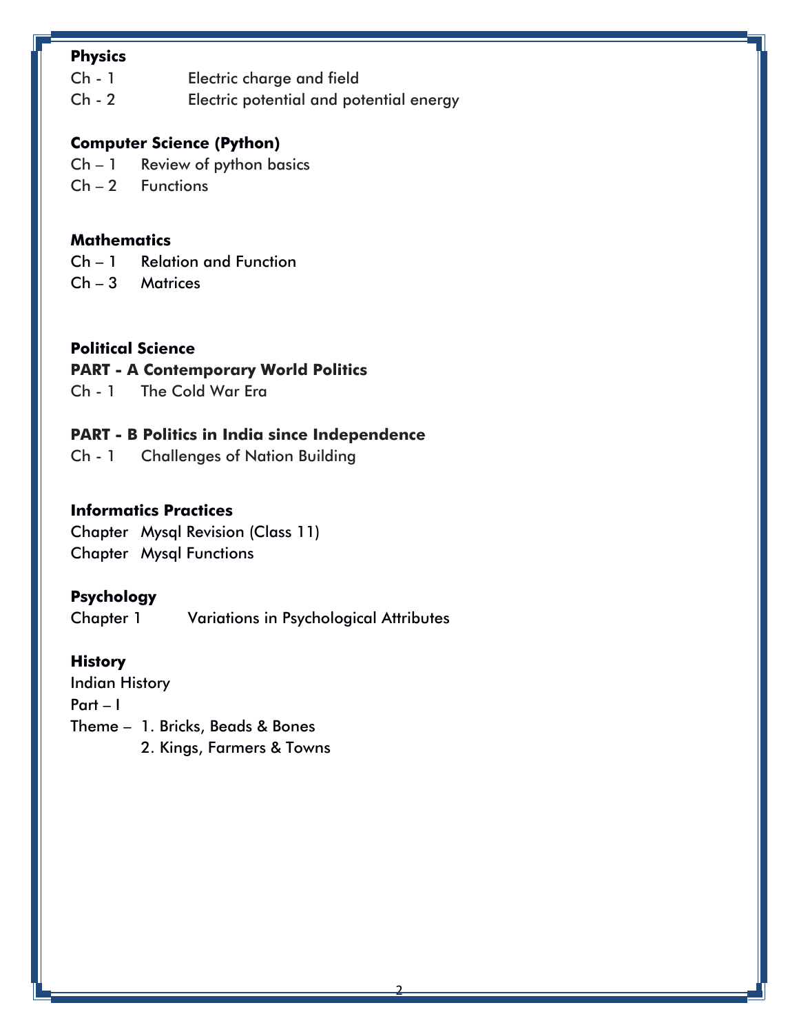**Physics**

Ch - 1 Electric charge and field

Ch - 2 Electric potential and potential energy

**Computer Science (Python)**

Ch – 1 Review of python basics

Ch – 2 Functions

**Mathematics**

Ch – 1 Relation and Function

Ch – 3 Matrices

**Political Science**

**PART - A Contemporary World Politics**

Ch - 1 The Cold War Era

**PART - B Politics in India since Independence**

Ch - 1 Challenges of Nation Building

**Informatics Practices**

Chapter Mysql Revision (Class 11)

Chapter Mysql Functions

**Psychology**

Chapter 1 Variations in Psychological Attributes

**History**

Indian History

Part – I

Theme – 1. Bricks, Beads & Bones

2. Kings, Farmers & Towns